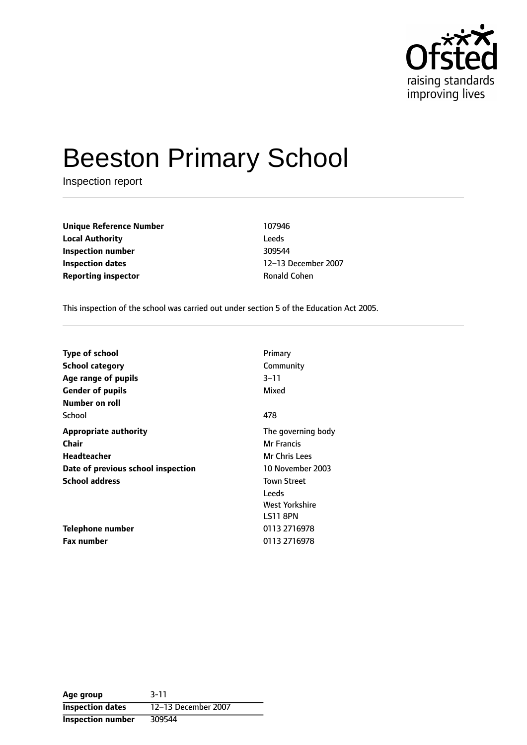Ofsted
raising standards
improving lives

# Beeston Primary School

Inspection report

| | |
|---|---|
| **Unique Reference Number** | 107946 |
| **Local Authority** | Leeds |
| **Inspection number** | 309544 |
| **Inspection dates** | 12–13 December 2007 |
| **Reporting inspector** | Ronald Cohen |

This inspection of the school was carried out under section 5 of the Education Act 2005.

| | |
|---|---|
| **Type of school** | Primary |
| **School category** | Community |
| **Age range of pupils** | 3–11 |
| **Gender of pupils** | Mixed |
| **Number on roll** | |
| School | 478 |
| **Appropriate authority** | The governing body |
| **Chair** | Mr Francis |
| **Headteacher** | Mr Chris Lees |
| **Date of previous school inspection** | 10 November 2003 |
| **School address** | Town Street<br>Leeds<br>West Yorkshire<br>LS11 8PN |
| **Telephone number** | 0113 2716978 |
| **Fax number** | 0113 2716978 |

| | |
|---|---|
| **Age group** | 3-11 |
| **Inspection dates** | 12–13 December 2007 |
| **Inspection number** | 309544 |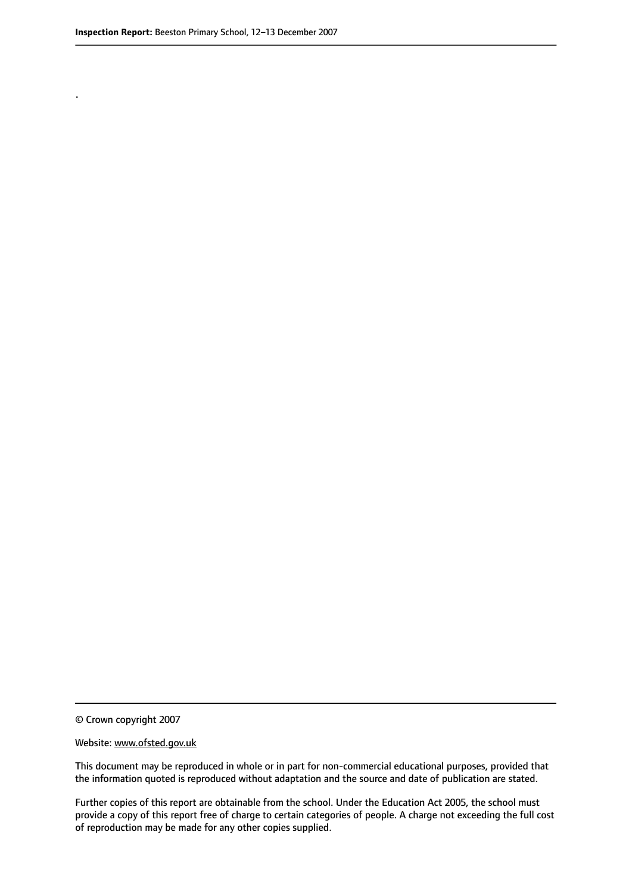.

© Crown copyright 2007

Website: www.ofsted.gov.uk

This document may be reproduced in whole or in part for non-commercial educational purposes, provided that the information quoted is reproduced without adaptation and the source and date of publication are stated.

Further copies of this report are obtainable from the school. Under the Education Act 2005, the school must provide a copy of this report free of charge to certain categories of people. A charge not exceeding the full cost of reproduction may be made for any other copies supplied.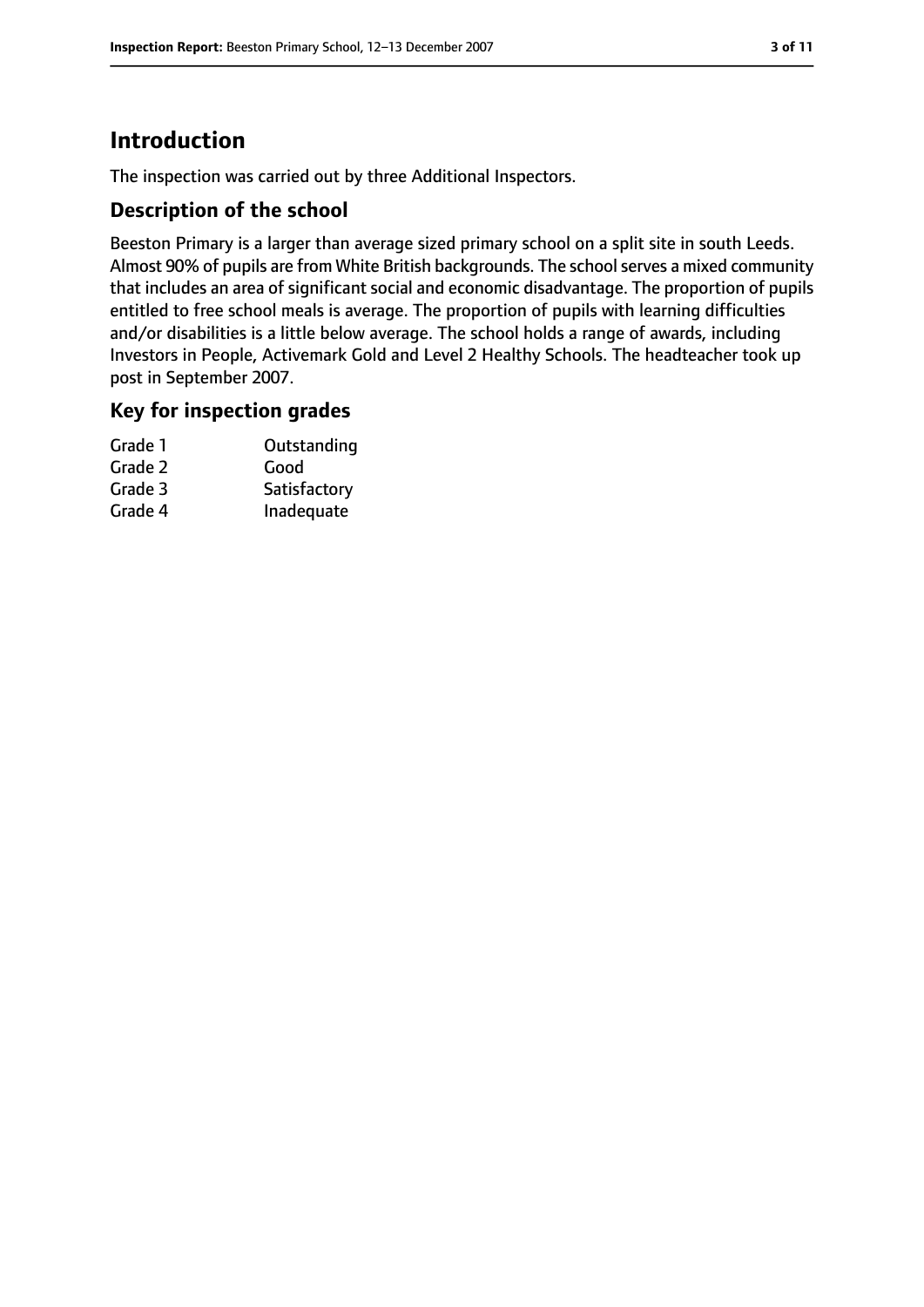# Introduction

The inspection was carried out by three Additional Inspectors.

## Description of the school

Beeston Primary is a larger than average sized primary school on a split site in south Leeds. Almost 90% of pupils are from White British backgrounds. The school serves a mixed community that includes an area of significant social and economic disadvantage. The proportion of pupils entitled to free school meals is average. The proportion of pupils with learning difficulties and/or disabilities is a little below average. The school holds a range of awards, including Investors in People, Activemark Gold and Level 2 Healthy Schools. The headteacher took up post in September 2007.

## Key for inspection grades

| | |
|---|---|
| Grade 1 | Outstanding |
| Grade 2 | Good |
| Grade 3 | Satisfactory |
| Grade 4 | Inadequate |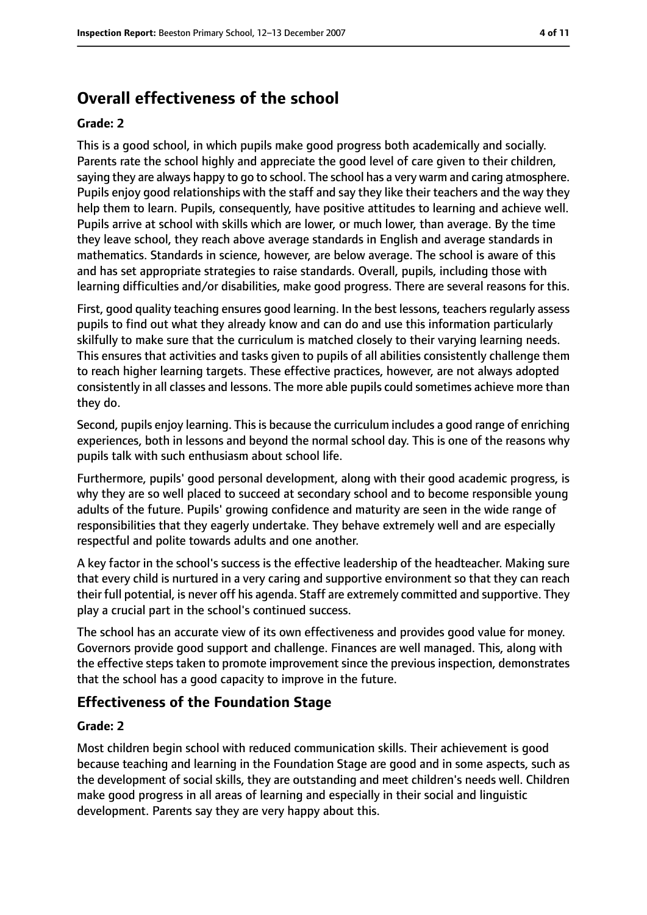# Overall effectiveness of the school

**Grade: 2**

This is a good school, in which pupils make good progress both academically and socially. Parents rate the school highly and appreciate the good level of care given to their children, saying they are always happy to go to school. The school has a very warm and caring atmosphere. Pupils enjoy good relationships with the staff and say they like their teachers and the way they help them to learn. Pupils, consequently, have positive attitudes to learning and achieve well. Pupils arrive at school with skills which are lower, or much lower, than average. By the time they leave school, they reach above average standards in English and average standards in mathematics. Standards in science, however, are below average. The school is aware of this and has set appropriate strategies to raise standards. Overall, pupils, including those with learning difficulties and/or disabilities, make good progress. There are several reasons for this.

First, good quality teaching ensures good learning. In the best lessons, teachers regularly assess pupils to find out what they already know and can do and use this information particularly skilfully to make sure that the curriculum is matched closely to their varying learning needs. This ensures that activities and tasks given to pupils of all abilities consistently challenge them to reach higher learning targets. These effective practices, however, are not always adopted consistently in all classes and lessons. The more able pupils could sometimes achieve more than they do.

Second, pupils enjoy learning. This is because the curriculum includes a good range of enriching experiences, both in lessons and beyond the normal school day. This is one of the reasons why pupils talk with such enthusiasm about school life.

Furthermore, pupils' good personal development, along with their good academic progress, is why they are so well placed to succeed at secondary school and to become responsible young adults of the future. Pupils' growing confidence and maturity are seen in the wide range of responsibilities that they eagerly undertake. They behave extremely well and are especially respectful and polite towards adults and one another.

A key factor in the school's success is the effective leadership of the headteacher. Making sure that every child is nurtured in a very caring and supportive environment so that they can reach their full potential, is never off his agenda. Staff are extremely committed and supportive. They play a crucial part in the school's continued success.

The school has an accurate view of its own effectiveness and provides good value for money. Governors provide good support and challenge. Finances are well managed. This, along with the effective steps taken to promote improvement since the previous inspection, demonstrates that the school has a good capacity to improve in the future.

## Effectiveness of the Foundation Stage

**Grade: 2**

Most children begin school with reduced communication skills. Their achievement is good because teaching and learning in the Foundation Stage are good and in some aspects, such as the development of social skills, they are outstanding and meet children's needs well. Children make good progress in all areas of learning and especially in their social and linguistic development. Parents say they are very happy about this.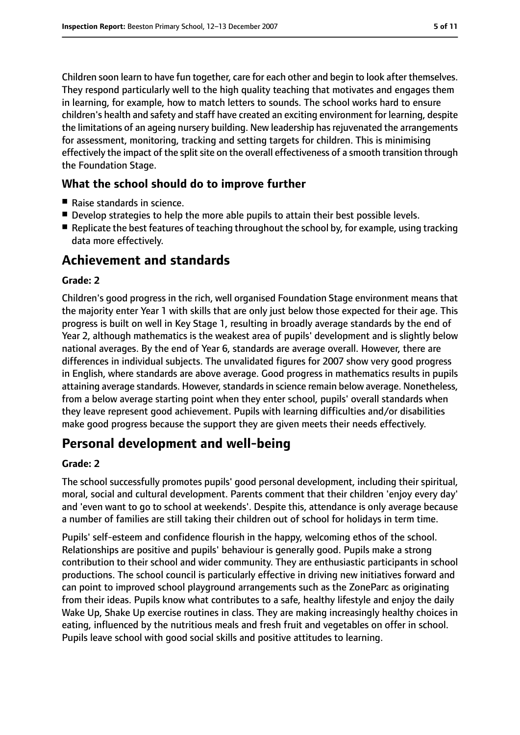Children soon learn to have fun together, care for each other and begin to look after themselves. They respond particularly well to the high quality teaching that motivates and engages them in learning, for example, how to match letters to sounds. The school works hard to ensure children's health and safety and staff have created an exciting environment for learning, despite the limitations of an ageing nursery building. New leadership has rejuvenated the arrangements for assessment, monitoring, tracking and setting targets for children. This is minimising effectively the impact of the split site on the overall effectiveness of a smooth transition through the Foundation Stage.

### What the school should do to improve further

- Raise standards in science.
- Develop strategies to help the more able pupils to attain their best possible levels.
- Replicate the best features of teaching throughout the school by, for example, using tracking data more effectively.

## Achievement and standards

#### Grade: 2

Children's good progress in the rich, well organised Foundation Stage environment means that the majority enter Year 1 with skills that are only just below those expected for their age. This progress is built on well in Key Stage 1, resulting in broadly average standards by the end of Year 2, although mathematics is the weakest area of pupils' development and is slightly below national averages. By the end of Year 6, standards are average overall. However, there are differences in individual subjects. The unvalidated figures for 2007 show very good progress in English, where standards are above average. Good progress in mathematics results in pupils attaining average standards. However, standards in science remain below average. Nonetheless, from a below average starting point when they enter school, pupils' overall standards when they leave represent good achievement. Pupils with learning difficulties and/or disabilities make good progress because the support they are given meets their needs effectively.

## Personal development and well-being

#### Grade: 2

The school successfully promotes pupils' good personal development, including their spiritual, moral, social and cultural development. Parents comment that their children 'enjoy every day' and 'even want to go to school at weekends'. Despite this, attendance is only average because a number of families are still taking their children out of school for holidays in term time.

Pupils' self-esteem and confidence flourish in the happy, welcoming ethos of the school. Relationships are positive and pupils' behaviour is generally good. Pupils make a strong contribution to their school and wider community. They are enthusiastic participants in school productions. The school council is particularly effective in driving new initiatives forward and can point to improved school playground arrangements such as the ZoneParc as originating from their ideas. Pupils know what contributes to a safe, healthy lifestyle and enjoy the daily Wake Up, Shake Up exercise routines in class. They are making increasingly healthy choices in eating, influenced by the nutritious meals and fresh fruit and vegetables on offer in school. Pupils leave school with good social skills and positive attitudes to learning.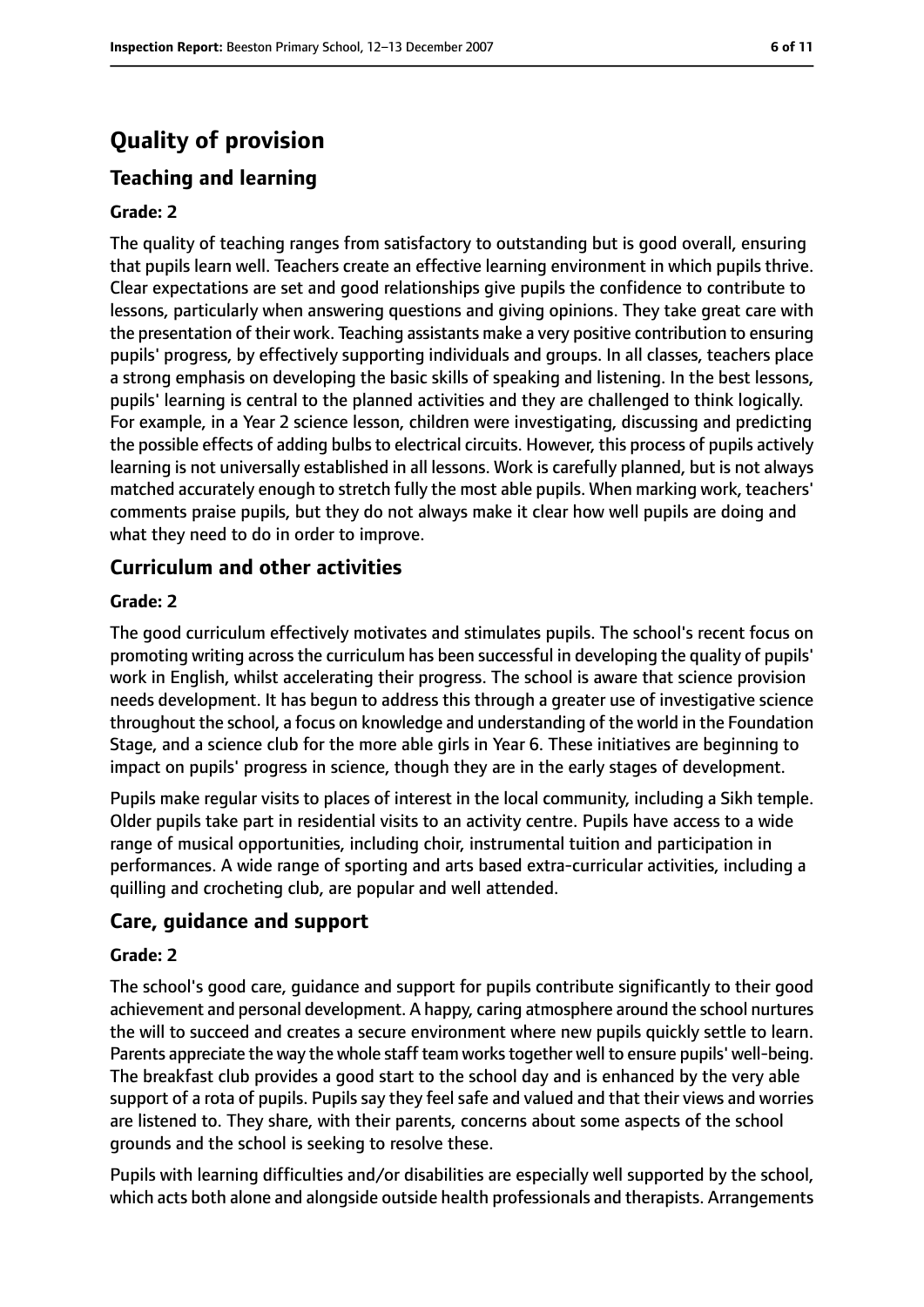# Quality of provision

## Teaching and learning

### Grade: 2

The quality of teaching ranges from satisfactory to outstanding but is good overall, ensuring that pupils learn well. Teachers create an effective learning environment in which pupils thrive. Clear expectations are set and good relationships give pupils the confidence to contribute to lessons, particularly when answering questions and giving opinions. They take great care with the presentation of their work. Teaching assistants make a very positive contribution to ensuring pupils' progress, by effectively supporting individuals and groups. In all classes, teachers place a strong emphasis on developing the basic skills of speaking and listening. In the best lessons, pupils' learning is central to the planned activities and they are challenged to think logically. For example, in a Year 2 science lesson, children were investigating, discussing and predicting the possible effects of adding bulbs to electrical circuits. However, this process of pupils actively learning is not universally established in all lessons. Work is carefully planned, but is not always matched accurately enough to stretch fully the most able pupils. When marking work, teachers' comments praise pupils, but they do not always make it clear how well pupils are doing and what they need to do in order to improve.

## Curriculum and other activities

### Grade: 2

The good curriculum effectively motivates and stimulates pupils. The school's recent focus on promoting writing across the curriculum has been successful in developing the quality of pupils' work in English, whilst accelerating their progress. The school is aware that science provision needs development. It has begun to address this through a greater use of investigative science throughout the school, a focus on knowledge and understanding of the world in the Foundation Stage, and a science club for the more able girls in Year 6. These initiatives are beginning to impact on pupils' progress in science, though they are in the early stages of development.

Pupils make regular visits to places of interest in the local community, including a Sikh temple. Older pupils take part in residential visits to an activity centre. Pupils have access to a wide range of musical opportunities, including choir, instrumental tuition and participation in performances. A wide range of sporting and arts based extra-curricular activities, including a quilling and crocheting club, are popular and well attended.

## Care, guidance and support

### Grade: 2

The school's good care, guidance and support for pupils contribute significantly to their good achievement and personal development. A happy, caring atmosphere around the school nurtures the will to succeed and creates a secure environment where new pupils quickly settle to learn. Parents appreciate the way the whole staff team works together well to ensure pupils' well-being. The breakfast club provides a good start to the school day and is enhanced by the very able support of a rota of pupils. Pupils say they feel safe and valued and that their views and worries are listened to. They share, with their parents, concerns about some aspects of the school grounds and the school is seeking to resolve these.

Pupils with learning difficulties and/or disabilities are especially well supported by the school, which acts both alone and alongside outside health professionals and therapists. Arrangements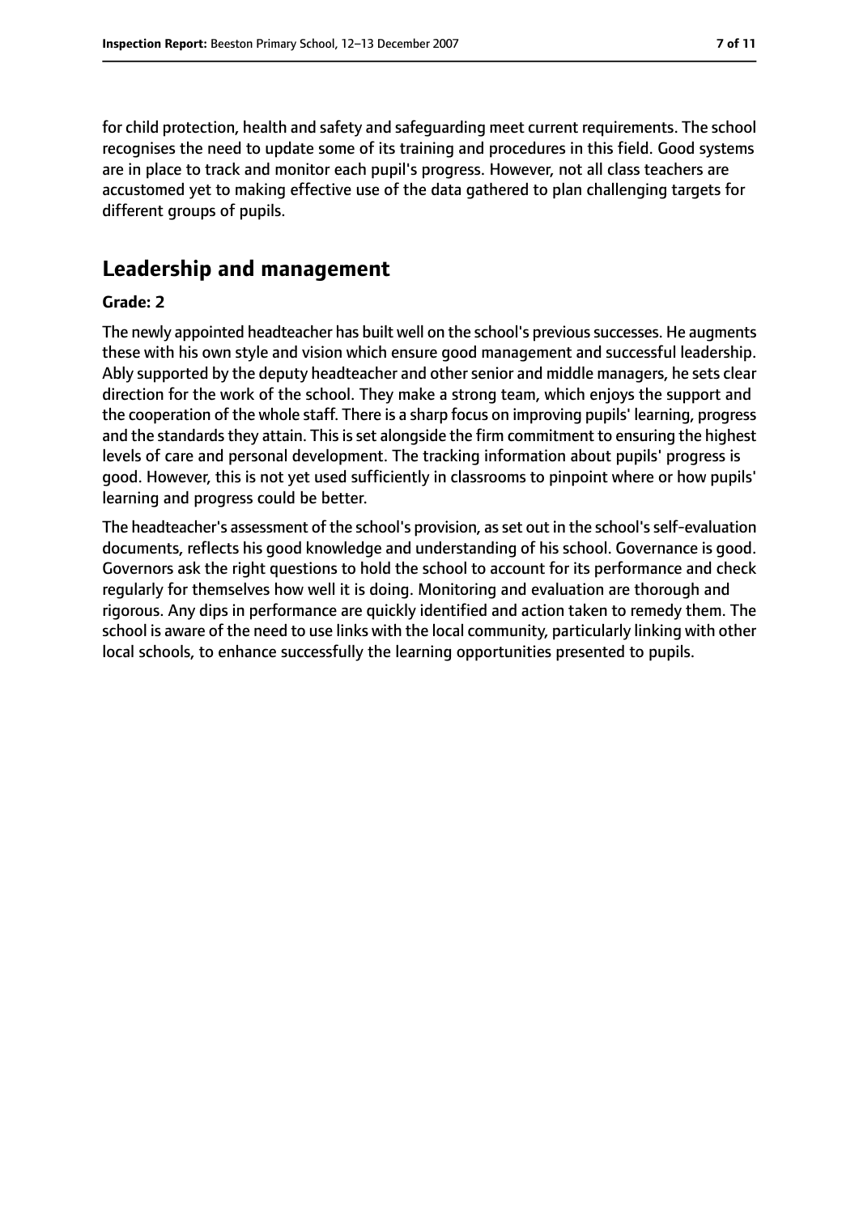for child protection, health and safety and safeguarding meet current requirements. The school recognises the need to update some of its training and procedures in this field. Good systems are in place to track and monitor each pupil's progress. However, not all class teachers are accustomed yet to making effective use of the data gathered to plan challenging targets for different groups of pupils.

## Leadership and management

**Grade: 2**

The newly appointed headteacher has built well on the school's previous successes. He augments these with his own style and vision which ensure good management and successful leadership. Ably supported by the deputy headteacher and other senior and middle managers, he sets clear direction for the work of the school. They make a strong team, which enjoys the support and the cooperation of the whole staff. There is a sharp focus on improving pupils' learning, progress and the standards they attain. This is set alongside the firm commitment to ensuring the highest levels of care and personal development. The tracking information about pupils' progress is good. However, this is not yet used sufficiently in classrooms to pinpoint where or how pupils' learning and progress could be better.

The headteacher's assessment of the school's provision, as set out in the school's self-evaluation documents, reflects his good knowledge and understanding of his school. Governance is good. Governors ask the right questions to hold the school to account for its performance and check regularly for themselves how well it is doing. Monitoring and evaluation are thorough and rigorous. Any dips in performance are quickly identified and action taken to remedy them. The school is aware of the need to use links with the local community, particularly linking with other local schools, to enhance successfully the learning opportunities presented to pupils.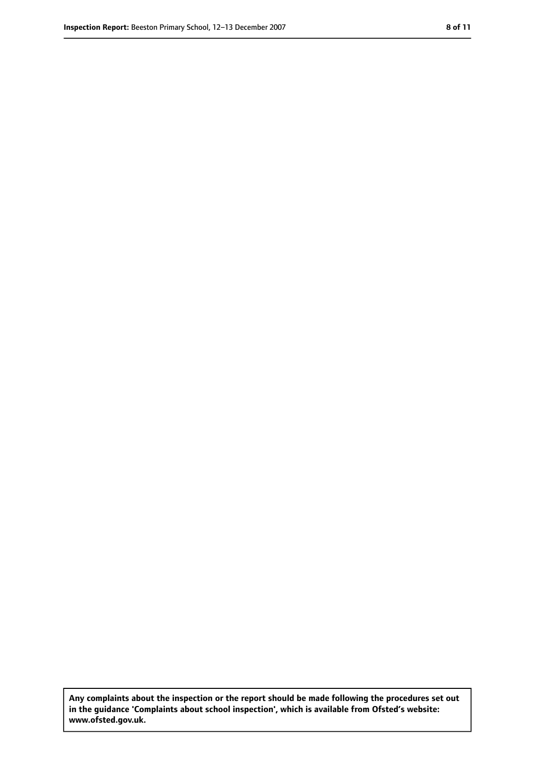**Any complaints about the inspection or the report should be made following the procedures set out in the guidance 'Complaints about school inspection', which is available from Ofsted's website: www.ofsted.gov.uk.**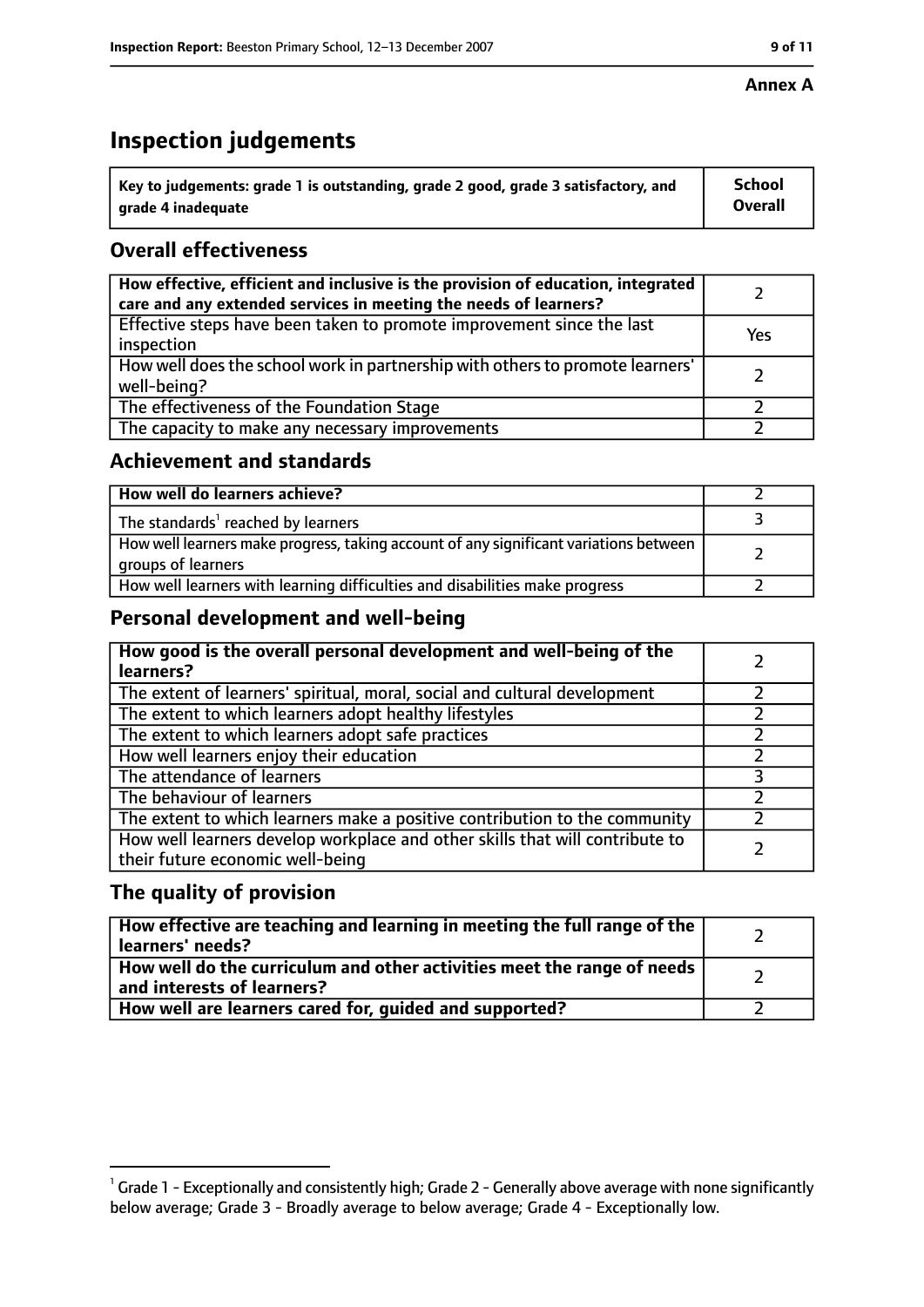**Annex A**

# Inspection judgements

| Key to judgements: grade 1 is outstanding, grade 2 good, grade 3 satisfactory, and grade 4 inadequate | School Overall |
|---|---|

## Overall effectiveness

| | |
|---|---|
| How effective, efficient and inclusive is the provision of education, integrated care and any extended services in meeting the needs of learners? | 2 |
| Effective steps have been taken to promote improvement since the last inspection | Yes |
| How well does the school work in partnership with others to promote learners' well-being? | 2 |
| The effectiveness of the Foundation Stage | 2 |
| The capacity to make any necessary improvements | 2 |

## Achievement and standards

| | |
|---|---|
| How well do learners achieve? | 2 |
| The standards[1] reached by learners | 3 |
| How well learners make progress, taking account of any significant variations between groups of learners | 2 |
| How well learners with learning difficulties and disabilities make progress | 2 |

## Personal development and well-being

| | |
|---|---|
| How good is the overall personal development and well-being of the learners? | 2 |
| The extent of learners' spiritual, moral, social and cultural development | 2 |
| The extent to which learners adopt healthy lifestyles | 2 |
| The extent to which learners adopt safe practices | 2 |
| How well learners enjoy their education | 2 |
| The attendance of learners | 3 |
| The behaviour of learners | 2 |
| The extent to which learners make a positive contribution to the community | 2 |
| How well learners develop workplace and other skills that will contribute to their future economic well-being | 2 |

## The quality of provision

| | |
|---|---|
| How effective are teaching and learning in meeting the full range of the learners' needs? | 2 |
| How well do the curriculum and other activities meet the range of needs and interests of learners? | 2 |
| How well are learners cared for, guided and supported? | 2 |

[1] Grade 1 - Exceptionally and consistently high; Grade 2 - Generally above average with none significantly below average; Grade 3 - Broadly average to below average; Grade 4 - Exceptionally low.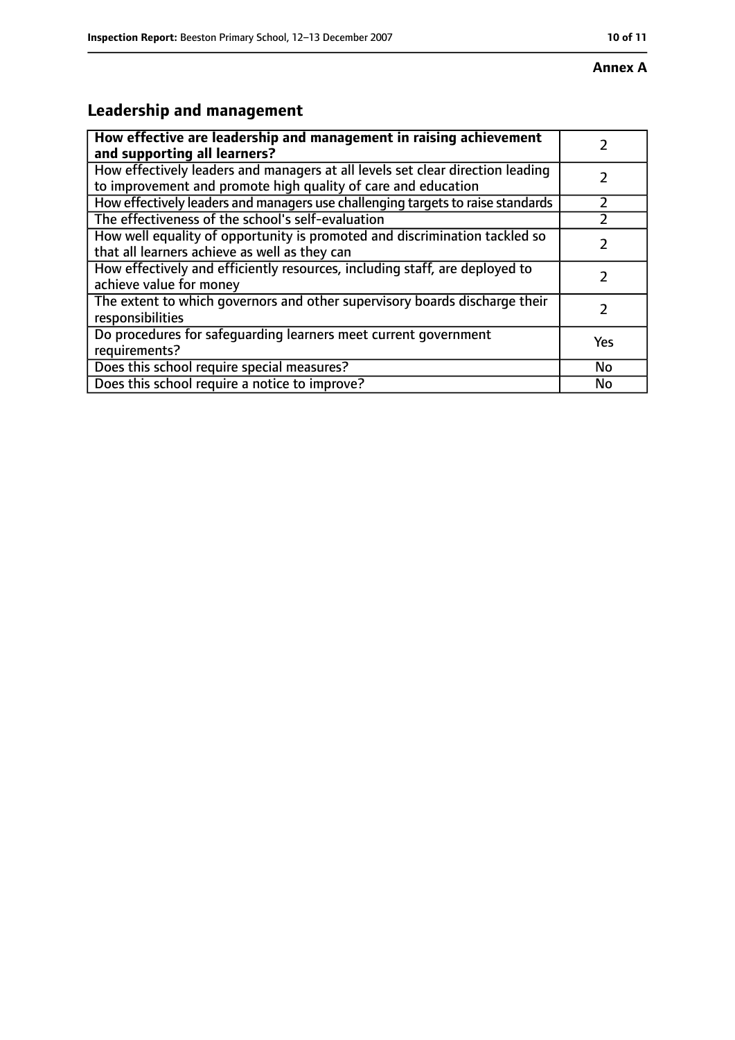**Annex A**

## Leadership and management

| **How effective are leadership and management in raising achievement and supporting all learners?** | 2 |
|---|---|
| How effectively leaders and managers at all levels set clear direction leading to improvement and promote high quality of care and education | 2 |
| How effectively leaders and managers use challenging targets to raise standards | 2 |
| The effectiveness of the school's self-evaluation | 2 |
| How well equality of opportunity is promoted and discrimination tackled so that all learners achieve as well as they can | 2 |
| How effectively and efficiently resources, including staff, are deployed to achieve value for money | 2 |
| The extent to which governors and other supervisory boards discharge their responsibilities | 2 |
| Do procedures for safeguarding learners meet current government requirements? | Yes |
| Does this school require special measures? | No |
| Does this school require a notice to improve? | No |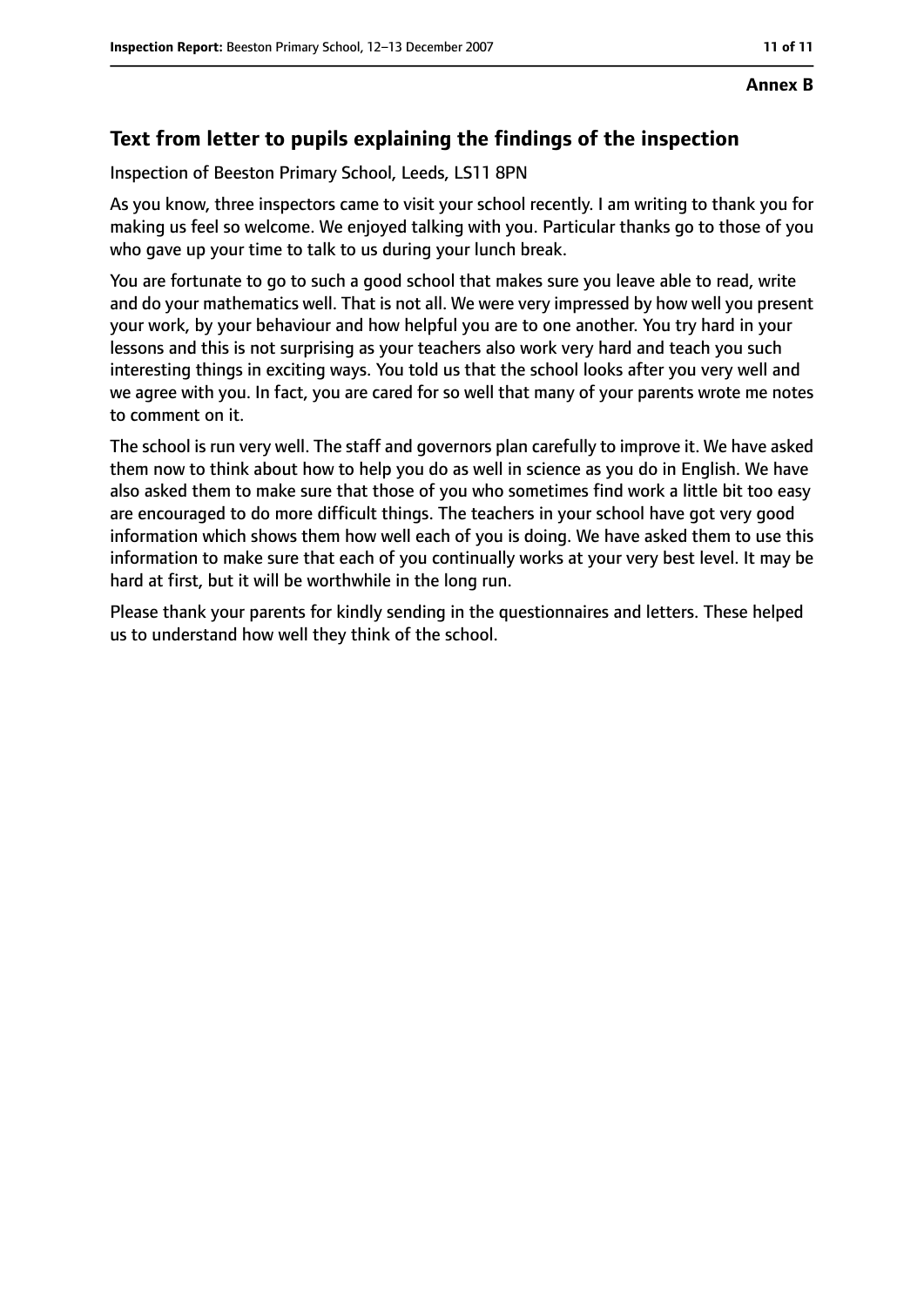**Annex B**

## Text from letter to pupils explaining the findings of the inspection

Inspection of Beeston Primary School, Leeds, LS11 8PN

As you know, three inspectors came to visit your school recently. I am writing to thank you for making us feel so welcome. We enjoyed talking with you. Particular thanks go to those of you who gave up your time to talk to us during your lunch break.

You are fortunate to go to such a good school that makes sure you leave able to read, write and do your mathematics well. That is not all. We were very impressed by how well you present your work, by your behaviour and how helpful you are to one another. You try hard in your lessons and this is not surprising as your teachers also work very hard and teach you such interesting things in exciting ways. You told us that the school looks after you very well and we agree with you. In fact, you are cared for so well that many of your parents wrote me notes to comment on it.

The school is run very well. The staff and governors plan carefully to improve it. We have asked them now to think about how to help you do as well in science as you do in English. We have also asked them to make sure that those of you who sometimes find work a little bit too easy are encouraged to do more difficult things. The teachers in your school have got very good information which shows them how well each of you is doing. We have asked them to use this information to make sure that each of you continually works at your very best level. It may be hard at first, but it will be worthwhile in the long run.

Please thank your parents for kindly sending in the questionnaires and letters. These helped us to understand how well they think of the school.